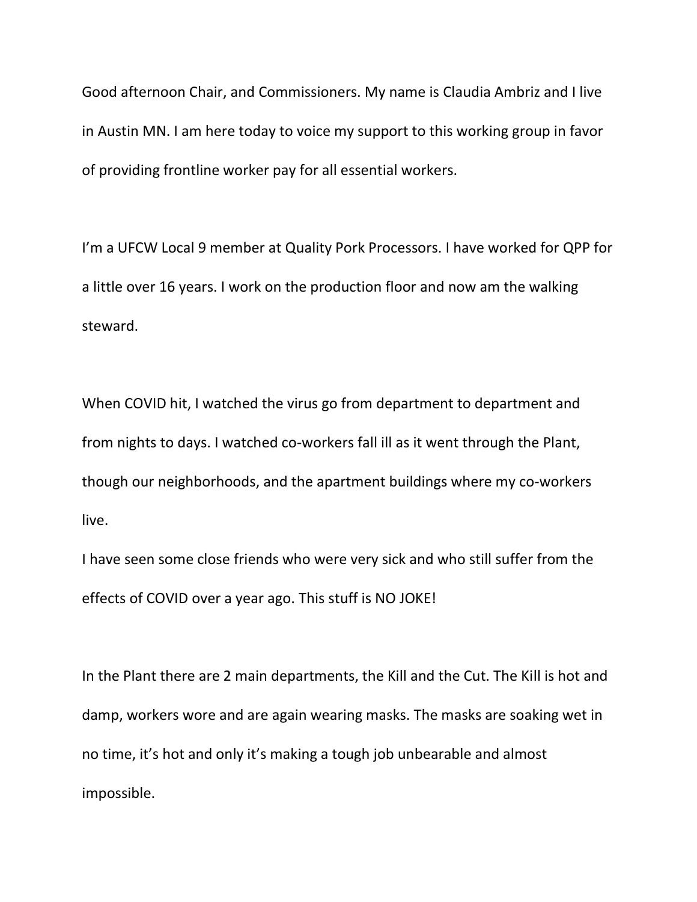Good afternoon Chair, and Commissioners. My name is Claudia Ambriz and I live in Austin MN. I am here today to voice my support to this working group in favor of providing frontline worker pay for all essential workers.

I'm a UFCW Local 9 member at Quality Pork Processors. I have worked for QPP for a little over 16 years. I work on the production floor and now am the walking steward.

When COVID hit, I watched the virus go from department to department and from nights to days. I watched co-workers fall ill as it went through the Plant, though our neighborhoods, and the apartment buildings where my co-workers live.

I have seen some close friends who were very sick and who still suffer from the effects of COVID over a year ago. This stuff is NO JOKE!

In the Plant there are 2 main departments, the Kill and the Cut. The Kill is hot and damp, workers wore and are again wearing masks. The masks are soaking wet in no time, it's hot and only it's making a tough job unbearable and almost impossible.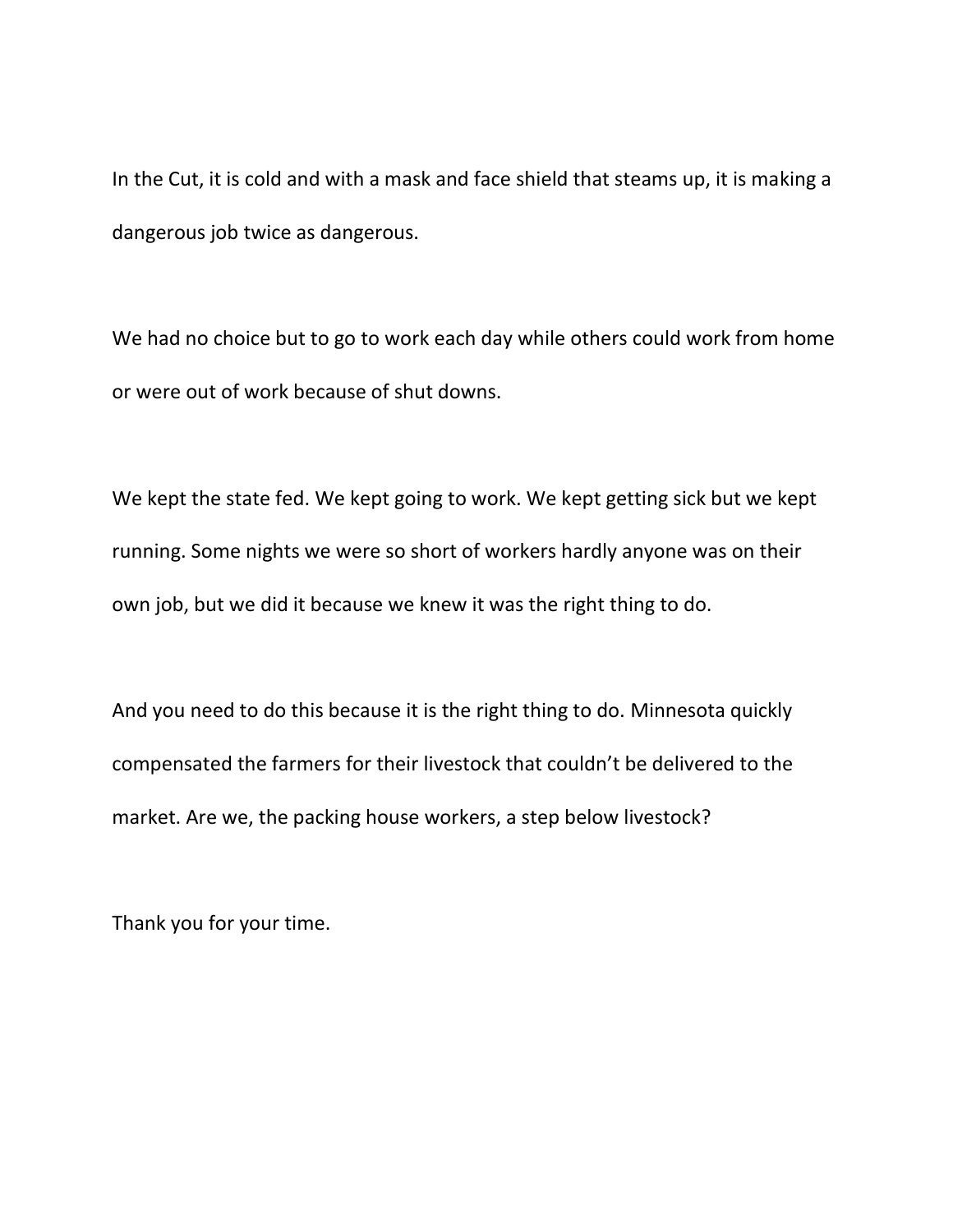In the Cut, it is cold and with a mask and face shield that steams up, it is making a dangerous job twice as dangerous.

We had no choice but to go to work each day while others could work from home or were out of work because of shut downs.

We kept the state fed. We kept going to work. We kept getting sick but we kept running. Some nights we were so short of workers hardly anyone was on their own job, but we did it because we knew it was the right thing to do.

And you need to do this because it is the right thing to do. Minnesota quickly compensated the farmers for their livestock that couldn't be delivered to the market. Are we, the packing house workers, a step below livestock?

Thank you for your time.